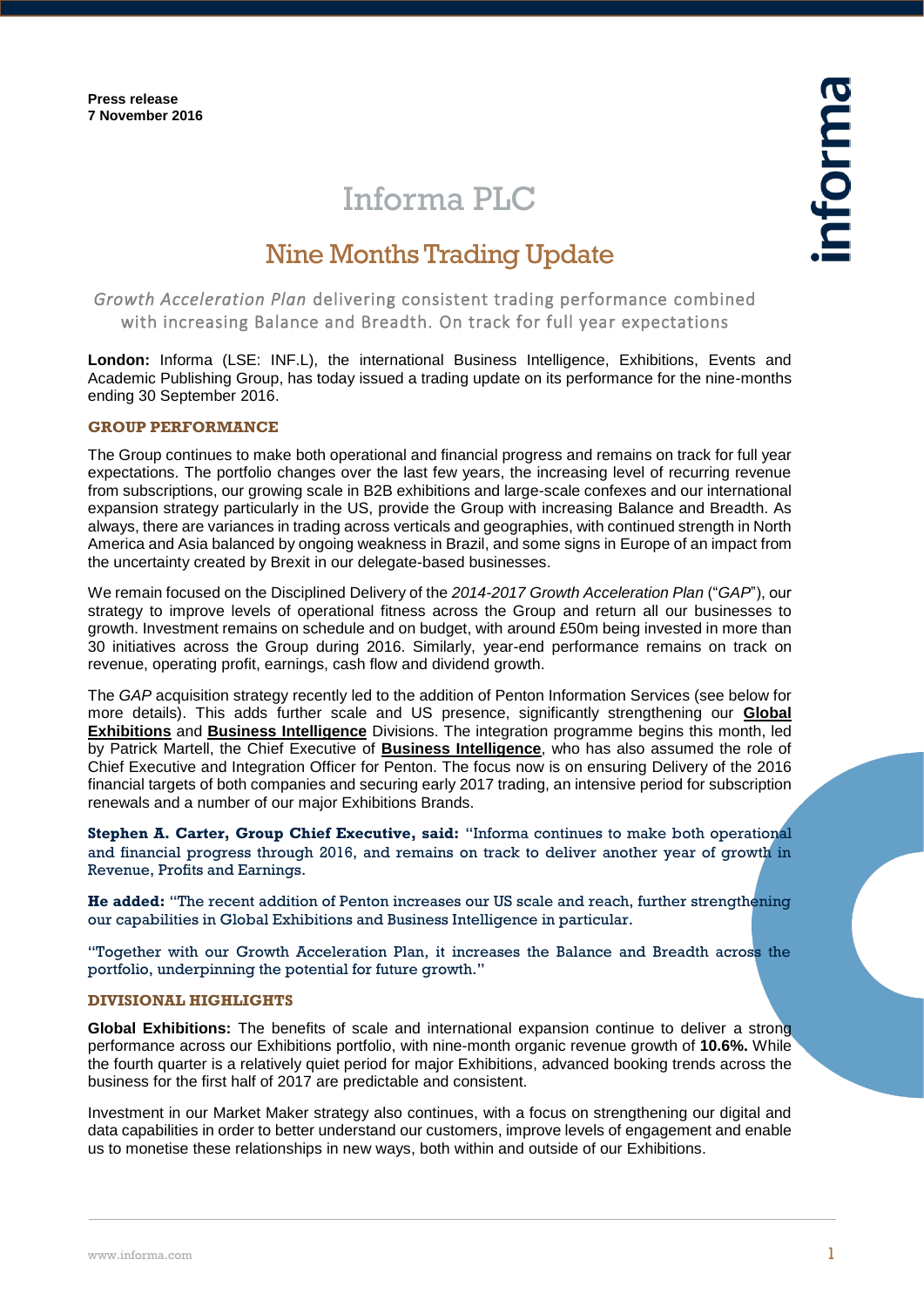**Press release**
**7 November 2016**

# Informa PLC

## Nine Months Trading Update

*Growth Acceleration Plan* delivering consistent trading performance combined with increasing Balance and Breadth. On track for full year expectations

**London:** Informa (LSE: INF.L), the international Business Intelligence, Exhibitions, Events and Academic Publishing Group, has today issued a trading update on its performance for the nine-months ending 30 September 2016.

### GROUP PERFORMANCE

The Group continues to make both operational and financial progress and remains on track for full year expectations. The portfolio changes over the last few years, the increasing level of recurring revenue from subscriptions, our growing scale in B2B exhibitions and large-scale confexes and our international expansion strategy particularly in the US, provide the Group with increasing Balance and Breadth. As always, there are variances in trading across verticals and geographies, with continued strength in North America and Asia balanced by ongoing weakness in Brazil, and some signs in Europe of an impact from the uncertainty created by Brexit in our delegate-based businesses.

We remain focused on the Disciplined Delivery of the *2014-2017 Growth Acceleration Plan* ("*GAP*"), our strategy to improve levels of operational fitness across the Group and return all our businesses to growth. Investment remains on schedule and on budget, with around £50m being invested in more than 30 initiatives across the Group during 2016. Similarly, year-end performance remains on track on revenue, operating profit, earnings, cash flow and dividend growth.

The *GAP* acquisition strategy recently led to the addition of Penton Information Services (see below for more details). This adds further scale and US presence, significantly strengthening our **Global Exhibitions** and **Business Intelligence** Divisions. The integration programme begins this month, led by Patrick Martell, the Chief Executive of **Business Intelligence**, who has also assumed the role of Chief Executive and Integration Officer for Penton. The focus now is on ensuring Delivery of the 2016 financial targets of both companies and securing early 2017 trading, an intensive period for subscription renewals and a number of our major Exhibitions Brands.

**Stephen A. Carter, Group Chief Executive, said:** "Informa continues to make both operational and financial progress through 2016, and remains on track to deliver another year of growth in Revenue, Profits and Earnings.

**He added:** "The recent addition of Penton increases our US scale and reach, further strengthening our capabilities in Global Exhibitions and Business Intelligence in particular.

"Together with our Growth Acceleration Plan, it increases the Balance and Breadth across the portfolio, underpinning the potential for future growth."

### DIVISIONAL HIGHLIGHTS

**Global Exhibitions:** The benefits of scale and international expansion continue to deliver a strong performance across our Exhibitions portfolio, with nine-month organic revenue growth of **10.6%.** While the fourth quarter is a relatively quiet period for major Exhibitions, advanced booking trends across the business for the first half of 2017 are predictable and consistent.

Investment in our Market Maker strategy also continues, with a focus on strengthening our digital and data capabilities in order to better understand our customers, improve levels of engagement and enable us to monetise these relationships in new ways, both within and outside of our Exhibitions.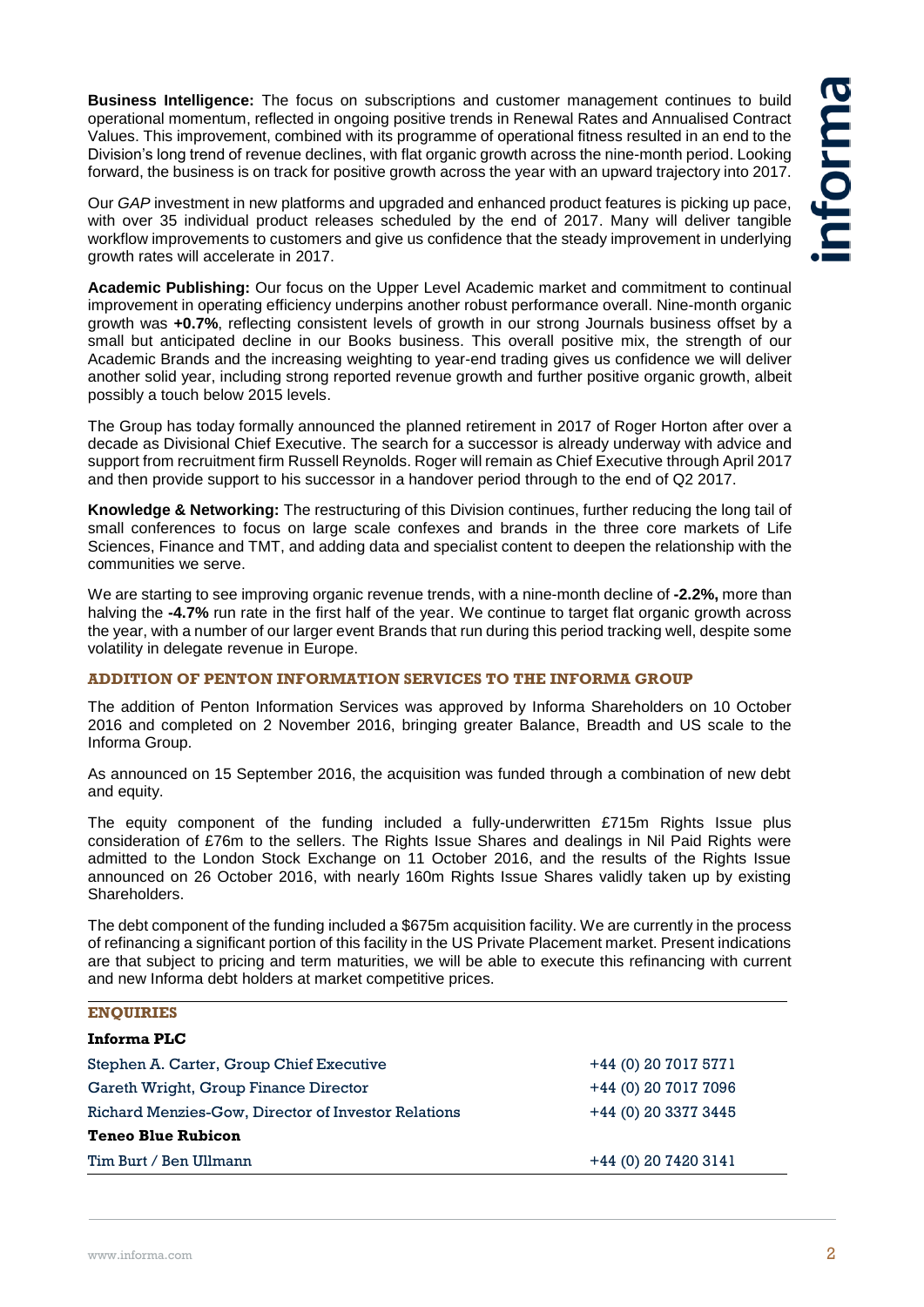**Business Intelligence:** The focus on subscriptions and customer management continues to build operational momentum, reflected in ongoing positive trends in Renewal Rates and Annualised Contract Values. This improvement, combined with its programme of operational fitness resulted in an end to the Division's long trend of revenue declines, with flat organic growth across the nine-month period. Looking forward, the business is on track for positive growth across the year with an upward trajectory into 2017.

Our *GAP* investment in new platforms and upgraded and enhanced product features is picking up pace, with over 35 individual product releases scheduled by the end of 2017. Many will deliver tangible workflow improvements to customers and give us confidence that the steady improvement in underlying growth rates will accelerate in 2017.

**Academic Publishing:** Our focus on the Upper Level Academic market and commitment to continual improvement in operating efficiency underpins another robust performance overall. Nine-month organic growth was **+0.7%**, reflecting consistent levels of growth in our strong Journals business offset by a small but anticipated decline in our Books business. This overall positive mix, the strength of our Academic Brands and the increasing weighting to year-end trading gives us confidence we will deliver another solid year, including strong reported revenue growth and further positive organic growth, albeit possibly a touch below 2015 levels.

The Group has today formally announced the planned retirement in 2017 of Roger Horton after over a decade as Divisional Chief Executive. The search for a successor is already underway with advice and support from recruitment firm Russell Reynolds. Roger will remain as Chief Executive through April 2017 and then provide support to his successor in a handover period through to the end of Q2 2017.

**Knowledge & Networking:** The restructuring of this Division continues, further reducing the long tail of small conferences to focus on large scale confexes and brands in the three core markets of Life Sciences, Finance and TMT, and adding data and specialist content to deepen the relationship with the communities we serve.

We are starting to see improving organic revenue trends, with a nine-month decline of **-2.2%,** more than halving the **-4.7%** run rate in the first half of the year. We continue to target flat organic growth across the year, with a number of our larger event Brands that run during this period tracking well, despite some volatility in delegate revenue in Europe.

## ADDITION OF PENTON INFORMATION SERVICES TO THE INFORMA GROUP

The addition of Penton Information Services was approved by Informa Shareholders on 10 October 2016 and completed on 2 November 2016, bringing greater Balance, Breadth and US scale to the Informa Group.

As announced on 15 September 2016, the acquisition was funded through a combination of new debt and equity.

The equity component of the funding included a fully-underwritten £715m Rights Issue plus consideration of £76m to the sellers. The Rights Issue Shares and dealings in Nil Paid Rights were admitted to the London Stock Exchange on 11 October 2016, and the results of the Rights Issue announced on 26 October 2016, with nearly 160m Rights Issue Shares validly taken up by existing Shareholders.

The debt component of the funding included a $675m acquisition facility. We are currently in the process of refinancing a significant portion of this facility in the US Private Placement market. Present indications are that subject to pricing and term maturities, we will be able to execute this refinancing with current and new Informa debt holders at market competitive prices.

## ENQUIRIES

| **Informa PLC** | |
|---|---|
| Stephen A. Carter, Group Chief Executive | +44 (0) 20 7017 5771 |
| Gareth Wright, Group Finance Director | +44 (0) 20 7017 7096 |
| Richard Menzies-Gow, Director of Investor Relations | +44 (0) 20 3377 3445 |
| **Teneo Blue Rubicon** | |
| Tim Burt / Ben Ullmann | +44 (0) 20 7420 3141 |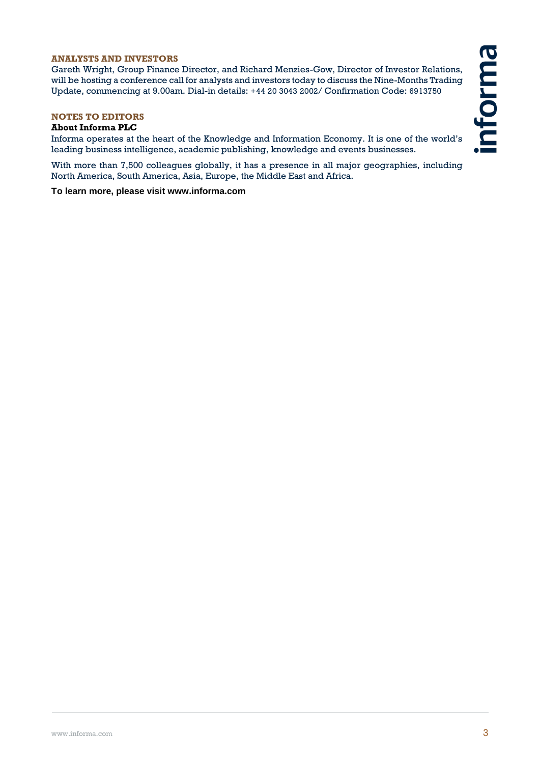## ANALYSTS AND INVESTORS

Gareth Wright, Group Finance Director, and Richard Menzies-Gow, Director of Investor Relations, will be hosting a conference call for analysts and investors today to discuss the Nine-Months Trading Update, commencing at 9.00am. Dial-in details: +44 20 3043 2002/ Confirmation Code: 6913750

## NOTES TO EDITORS

**About Informa PLC**

Informa operates at the heart of the Knowledge and Information Economy. It is one of the world's leading business intelligence, academic publishing, knowledge and events businesses.

With more than 7,500 colleagues globally, it has a presence in all major geographies, including North America, South America, Asia, Europe, the Middle East and Africa.

**To learn more, please visit www.informa.com**